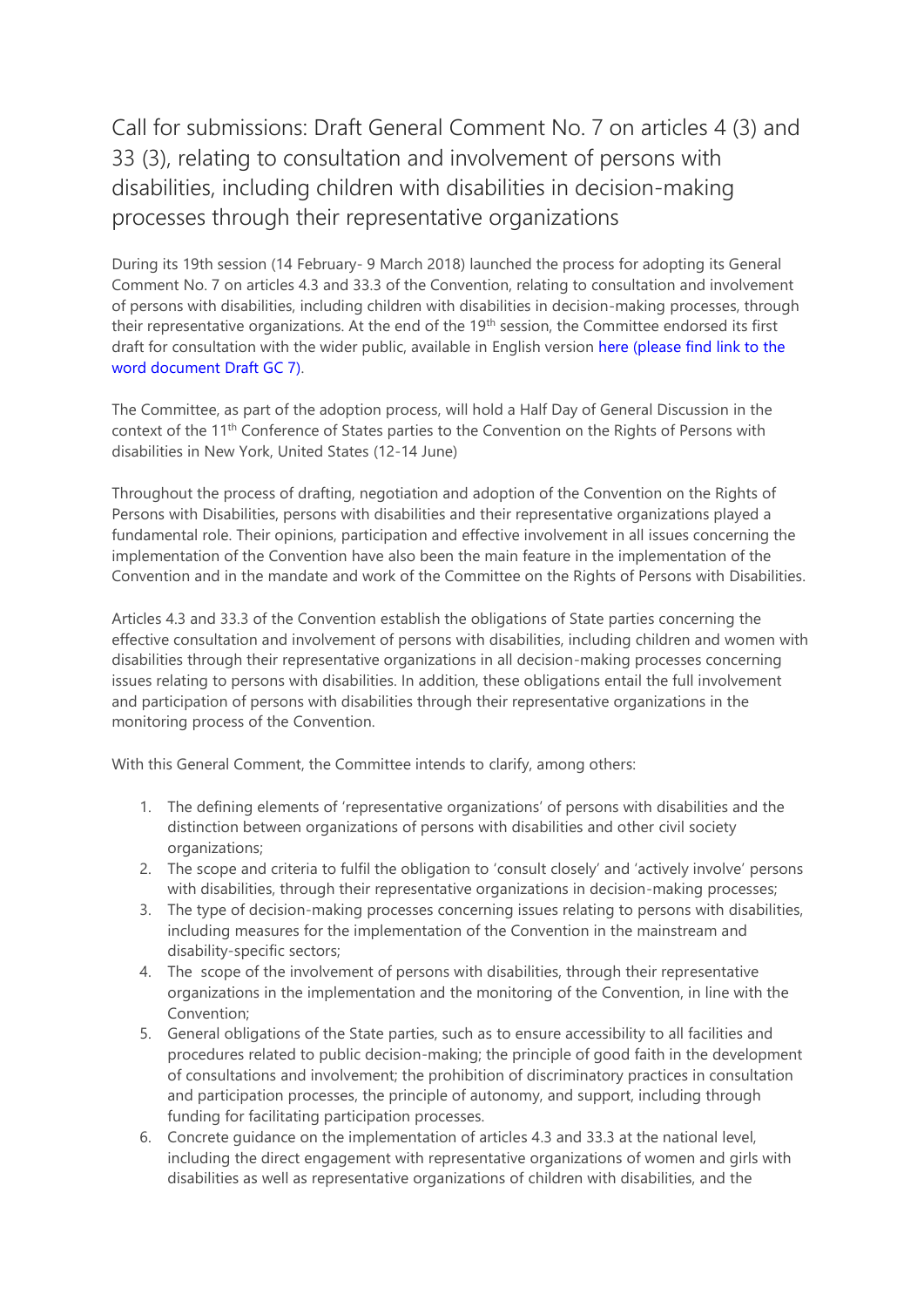# Call for submissions: Draft General Comment No. 7 on articles 4 (3) and 33 (3), relating to consultation and involvement of persons with disabilities, including children with disabilities in decision-making processes through their representative organizations

During its 19th session (14 February- 9 March 2018) launched the process for adopting its General Comment No. 7 on articles 4.3 and 33.3 of the Convention, relating to consultation and involvement of persons with disabilities, including children with disabilities in decision-making processes, through their representative organizations. At the end of the 19th session, the Committee endorsed its first draft for consultation with the wider public, available in English version here (please find link to the word document Draft GC 7).

The Committee, as part of the adoption process, will hold a Half Day of General Discussion in the context of the 11th Conference of States parties to the Convention on the Rights of Persons with disabilities in New York, United States (12-14 June)

Throughout the process of drafting, negotiation and adoption of the Convention on the Rights of Persons with Disabilities, persons with disabilities and their representative organizations played a fundamental role. Their opinions, participation and effective involvement in all issues concerning the implementation of the Convention have also been the main feature in the implementation of the Convention and in the mandate and work of the Committee on the Rights of Persons with Disabilities.

Articles 4.3 and 33.3 of the Convention establish the obligations of State parties concerning the effective consultation and involvement of persons with disabilities, including children and women with disabilities through their representative organizations in all decision-making processes concerning issues relating to persons with disabilities. In addition, these obligations entail the full involvement and participation of persons with disabilities through their representative organizations in the monitoring process of the Convention.

With this General Comment, the Committee intends to clarify, among others:

1. The defining elements of 'representative organizations' of persons with disabilities and the distinction between organizations of persons with disabilities and other civil society organizations;
2. The scope and criteria to fulfil the obligation to 'consult closely' and 'actively involve' persons with disabilities, through their representative organizations in decision-making processes;
3. The type of decision-making processes concerning issues relating to persons with disabilities, including measures for the implementation of the Convention in the mainstream and disability-specific sectors;
4. The scope of the involvement of persons with disabilities, through their representative organizations in the implementation and the monitoring of the Convention, in line with the Convention;
5. General obligations of the State parties, such as to ensure accessibility to all facilities and procedures related to public decision-making; the principle of good faith in the development of consultations and involvement; the prohibition of discriminatory practices in consultation and participation processes, the principle of autonomy, and support, including through funding for facilitating participation processes.
6. Concrete guidance on the implementation of articles 4.3 and 33.3 at the national level, including the direct engagement with representative organizations of women and girls with disabilities as well as representative organizations of children with disabilities, and the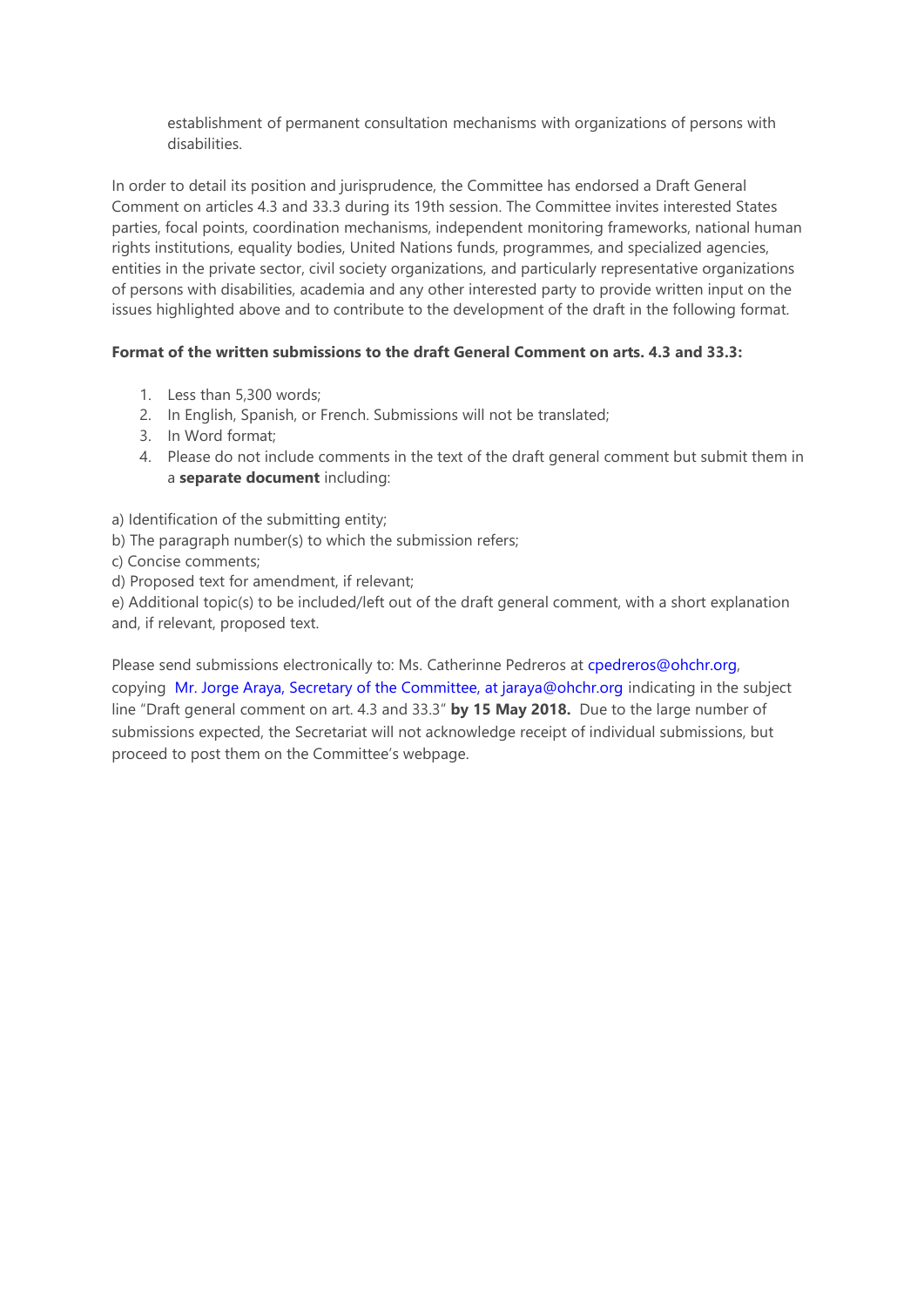establishment of permanent consultation mechanisms with organizations of persons with disabilities.

In order to detail its position and jurisprudence, the Committee has endorsed a Draft General Comment on articles 4.3 and 33.3 during its 19th session. The Committee invites interested States parties, focal points, coordination mechanisms, independent monitoring frameworks, national human rights institutions, equality bodies, United Nations funds, programmes, and specialized agencies, entities in the private sector, civil society organizations, and particularly representative organizations of persons with disabilities, academia and any other interested party to provide written input on the issues highlighted above and to contribute to the development of the draft in the following format.

**Format of the written submissions to the draft General Comment on arts. 4.3 and 33.3:**

1. Less than 5,300 words;
2. In English, Spanish, or French. Submissions will not be translated;
3. In Word format;
4. Please do not include comments in the text of the draft general comment but submit them in a **separate document** including:

a) Identification of the submitting entity;
b) The paragraph number(s) to which the submission refers;
c) Concise comments;
d) Proposed text for amendment, if relevant;
e) Additional topic(s) to be included/left out of the draft general comment, with a short explanation and, if relevant, proposed text.

Please send submissions electronically to: Ms. Catherinne Pedreros at cpedreros@ohchr.org, copying Mr. Jorge Araya, Secretary of the Committee, at jaraya@ohchr.org indicating in the subject line "Draft general comment on art. 4.3 and 33.3" **by 15 May 2018.** Due to the large number of submissions expected, the Secretariat will not acknowledge receipt of individual submissions, but proceed to post them on the Committee's webpage.